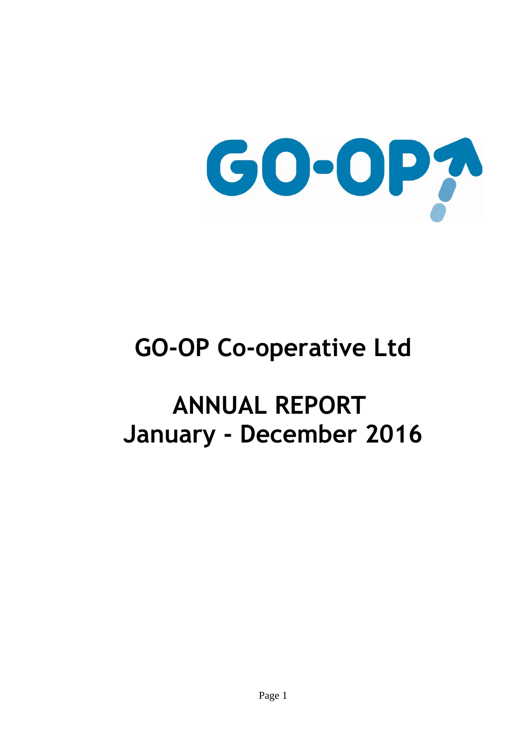GO-OP

# GO-OP Co-operative Ltd

# ANNUAL REPORT
# January - December 2016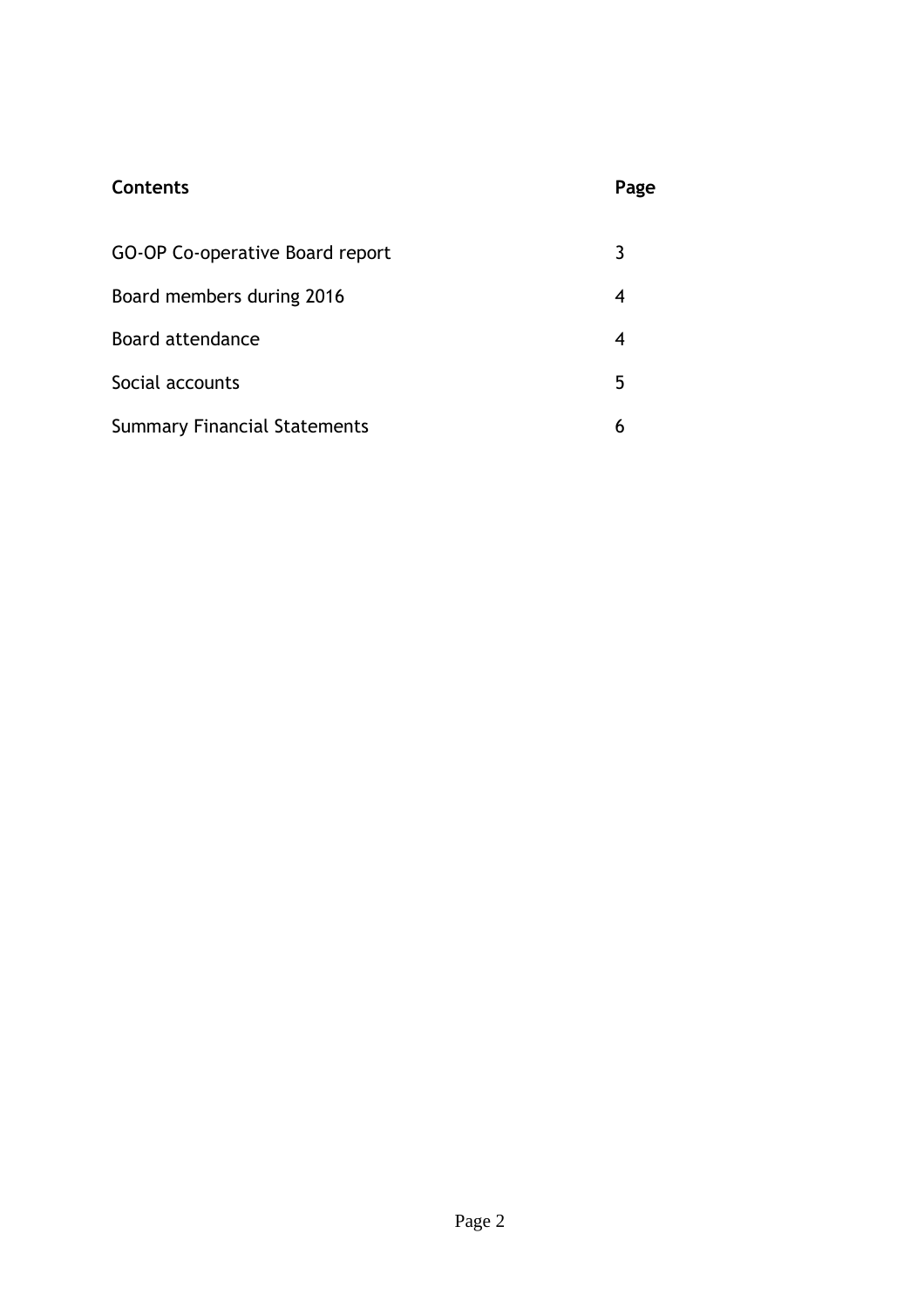| **Contents** | **Page** |
| --- | --- |
| GO-OP Co-operative Board report | 3 |
| Board members during 2016 | 4 |
| Board attendance | 4 |
| Social accounts | 5 |
| Summary Financial Statements | 6 |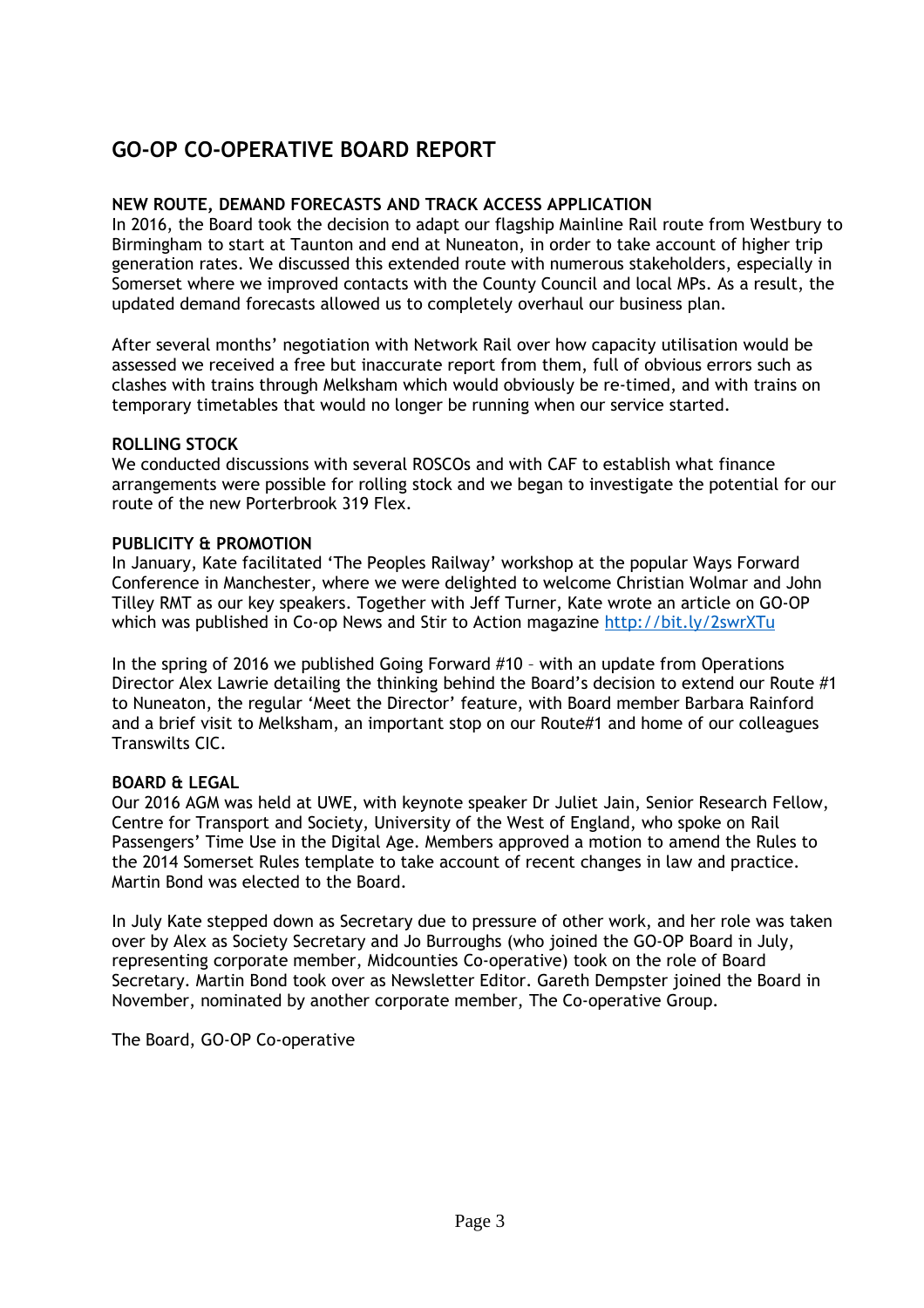# GO-OP CO-OPERATIVE BOARD REPORT

**NEW ROUTE, DEMAND FORECASTS AND TRACK ACCESS APPLICATION**

In 2016, the Board took the decision to adapt our flagship Mainline Rail route from Westbury to Birmingham to start at Taunton and end at Nuneaton, in order to take account of higher trip generation rates. We discussed this extended route with numerous stakeholders, especially in Somerset where we improved contacts with the County Council and local MPs. As a result, the updated demand forecasts allowed us to completely overhaul our business plan.

After several months' negotiation with Network Rail over how capacity utilisation would be assessed we received a free but inaccurate report from them, full of obvious errors such as clashes with trains through Melksham which would obviously be re-timed, and with trains on temporary timetables that would no longer be running when our service started.

**ROLLING STOCK**

We conducted discussions with several ROSCOs and with CAF to establish what finance arrangements were possible for rolling stock and we began to investigate the potential for our route of the new Porterbrook 319 Flex.

**PUBLICITY & PROMOTION**

In January, Kate facilitated 'The Peoples Railway' workshop at the popular Ways Forward Conference in Manchester, where we were delighted to welcome Christian Wolmar and John Tilley RMT as our key speakers. Together with Jeff Turner, Kate wrote an article on GO-OP which was published in Co-op News and Stir to Action magazine [http://bit.ly/2swrXTu](http://bit.ly/2swrXTu)

In the spring of 2016 we published Going Forward #10 – with an update from Operations Director Alex Lawrie detailing the thinking behind the Board's decision to extend our Route #1 to Nuneaton, the regular 'Meet the Director' feature, with Board member Barbara Rainford and a brief visit to Melksham, an important stop on our Route#1 and home of our colleagues Transwilts CIC.

**BOARD & LEGAL**

Our 2016 AGM was held at UWE, with keynote speaker Dr Juliet Jain, Senior Research Fellow, Centre for Transport and Society, University of the West of England, who spoke on Rail Passengers' Time Use in the Digital Age. Members approved a motion to amend the Rules to the 2014 Somerset Rules template to take account of recent changes in law and practice. Martin Bond was elected to the Board.

In July Kate stepped down as Secretary due to pressure of other work, and her role was taken over by Alex as Society Secretary and Jo Burroughs (who joined the GO-OP Board in July, representing corporate member, Midcounties Co-operative) took on the role of Board Secretary. Martin Bond took over as Newsletter Editor. Gareth Dempster joined the Board in November, nominated by another corporate member, The Co-operative Group.

The Board, GO-OP Co-operative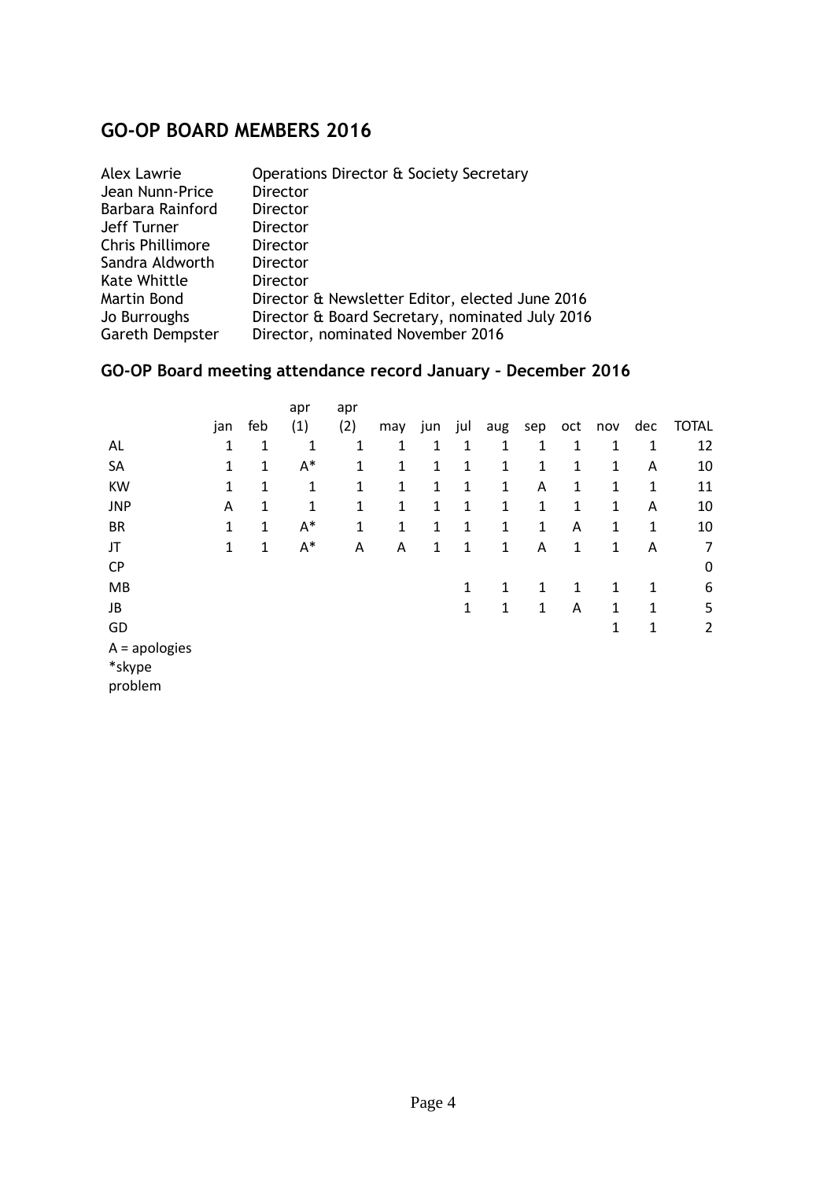## GO-OP BOARD MEMBERS 2016

| | |
|---|---|
| Alex Lawrie | Operations Director & Society Secretary |
| Jean Nunn-Price | Director |
| Barbara Rainford | Director |
| Jeff Turner | Director |
| Chris Phillimore | Director |
| Sandra Aldworth | Director |
| Kate Whittle | Director |
| Martin Bond | Director & Newsletter Editor, elected June 2016 |
| Jo Burroughs | Director & Board Secretary, nominated July 2016 |
| Gareth Dempster | Director, nominated November 2016 |

### GO-OP Board meeting attendance record January – December 2016

| | jan | feb | apr (1) | apr (2) | may | jun | jul | aug | sep | oct | nov | dec | TOTAL |
|---|---|---|---|---|---|---|---|---|---|---|---|---|---|
| AL | 1 | 1 | 1 | 1 | 1 | 1 | 1 | 1 | 1 | 1 | 1 | 1 | 12 |
| SA | 1 | 1 | A* | 1 | 1 | 1 | 1 | 1 | 1 | 1 | 1 | A | 10 |
| KW | 1 | 1 | 1 | 1 | 1 | 1 | 1 | 1 | A | 1 | 1 | 1 | 11 |
| JNP | A | 1 | 1 | 1 | 1 | 1 | 1 | 1 | 1 | 1 | 1 | A | 10 |
| BR | 1 | 1 | A* | 1 | 1 | 1 | 1 | 1 | 1 | A | 1 | 1 | 10 |
| JT | 1 | 1 | A* | A | A | 1 | 1 | 1 | A | 1 | 1 | A | 7 |
| CP | | | | | | | | | | | | | 0 |
| MB | | | | | | | 1 | 1 | 1 | 1 | 1 | 1 | 6 |
| JB | | | | | | | 1 | 1 | 1 | A | 1 | 1 | 5 |
| GD | | | | | | | | | | | 1 | 1 | 2 |

A = apologies
*skype problem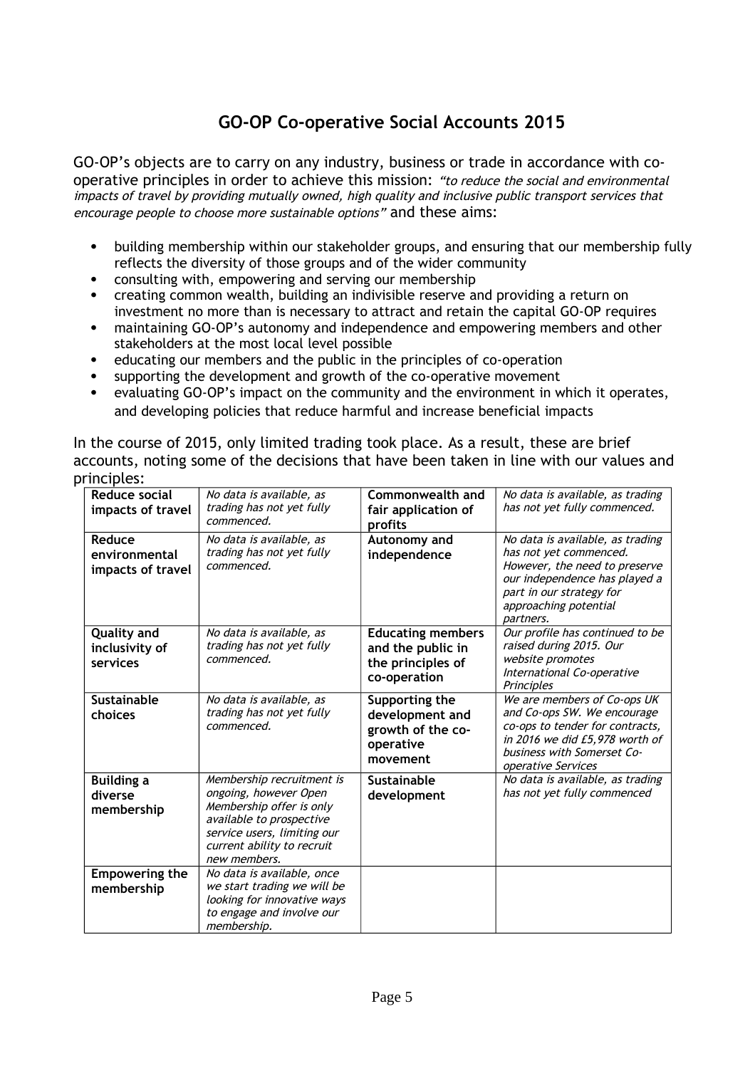# GO-OP Co-operative Social Accounts 2015

GO-OP's objects are to carry on any industry, business or trade in accordance with co-operative principles in order to achieve this mission: *"to reduce the social and environmental impacts of travel by providing mutually owned, high quality and inclusive public transport services that encourage people to choose more sustainable options"* and these aims:

- building membership within our stakeholder groups, and ensuring that our membership fully reflects the diversity of those groups and of the wider community
- consulting with, empowering and serving our membership
- creating common wealth, building an indivisible reserve and providing a return on investment no more than is necessary to attract and retain the capital GO-OP requires
- maintaining GO-OP's autonomy and independence and empowering members and other stakeholders at the most local level possible
- educating our members and the public in the principles of co-operation
- supporting the development and growth of the co-operative movement
- evaluating GO-OP's impact on the community and the environment in which it operates, and developing policies that reduce harmful and increase beneficial impacts

In the course of 2015, only limited trading took place. As a result, these are brief accounts, noting some of the decisions that have been taken in line with our values and principles:

| | | | |
|---|---|---|---|
| **Reduce social impacts of travel** | *No data is available, as trading has not yet fully commenced.* | **Commonwealth and fair application of profits** | *No data is available, as trading has not yet fully commenced.* |
| **Reduce environmental impacts of travel** | *No data is available, as trading has not yet fully commenced.* | **Autonomy and independence** | *No data is available, as trading has not yet commenced. However, the need to preserve our independence has played a part in our strategy for approaching potential partners.* |
| **Quality and inclusivity of services** | *No data is available, as trading has not yet fully commenced.* | **Educating members and the public in the principles of co-operation** | *Our profile has continued to be raised during 2015. Our website promotes International Co-operative Principles* |
| **Sustainable choices** | *No data is available, as trading has not yet fully commenced.* | **Supporting the development and growth of the co-operative movement** | *We are members of Co-ops UK and Co-ops SW. We encourage co-ops to tender for contracts, in 2016 we did £5,978 worth of business with Somerset Co-operative Services* |
| **Building a diverse membership** | *Membership recruitment is ongoing, however Open Membership offer is only available to prospective service users, limiting our current ability to recruit new members.* | **Sustainable development** | *No data is available, as trading has not yet fully commenced* |
| **Empowering the membership** | *No data is available, once we start trading we will be looking for innovative ways to engage and involve our membership.* | | |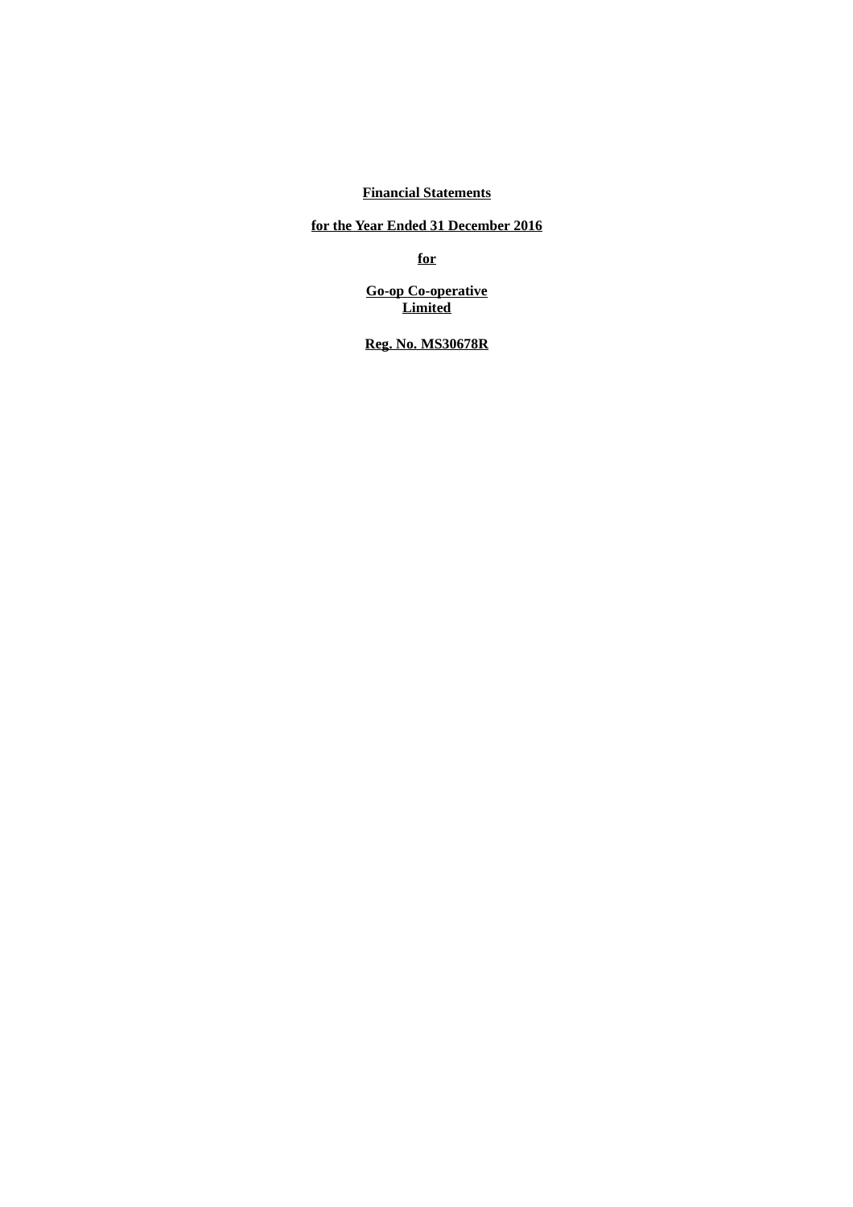**Financial Statements**

**for the Year Ended 31 December 2016**

**for**

**Go-op Co-operative Limited**

**Reg. No. MS30678R**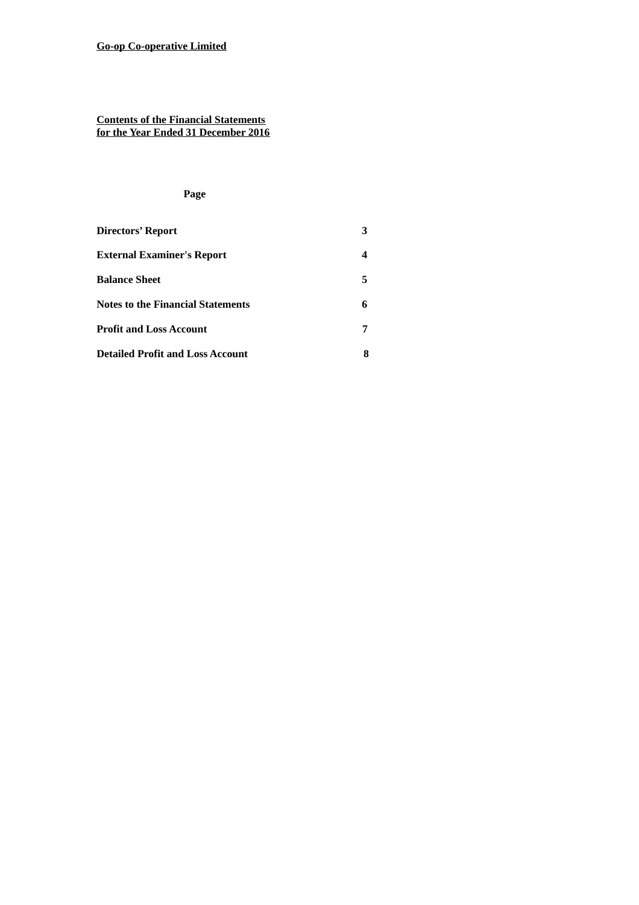**Go-op Co-operative Limited**

**Contents of the Financial Statements**
**for the Year Ended 31 December 2016**

| | Page |
|---|---|
| **Directors' Report** | **3** |
| **External Examiner's Report** | **4** |
| **Balance Sheet** | **5** |
| **Notes to the Financial Statements** | **6** |
| **Profit and Loss Account** | **7** |
| **Detailed Profit and Loss Account** | **8** |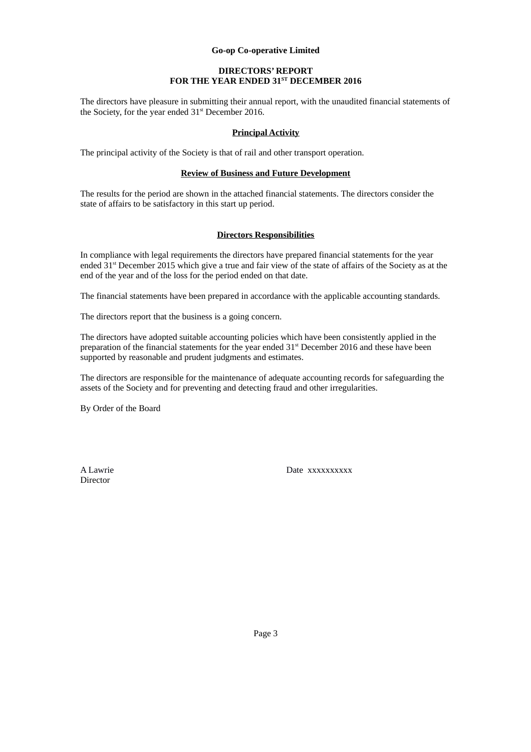**Go-op Co-operative Limited**

**DIRECTORS' REPORT**
**FOR THE YEAR ENDED 31ST DECEMBER 2016**

The directors have pleasure in submitting their annual report, with the unaudited financial statements of the Society, for the year ended 31st December 2016.

**Principal Activity**

The principal activity of the Society is that of rail and other transport operation.

**Review of Business and Future Development**

The results for the period are shown in the attached financial statements. The directors consider the state of affairs to be satisfactory in this start up period.

**Directors Responsibilities**

In compliance with legal requirements the directors have prepared financial statements for the year ended 31st December 2015 which give a true and fair view of the state of affairs of the Society as at the end of the year and of the loss for the period ended on that date.

The financial statements have been prepared in accordance with the applicable accounting standards.

The directors report that the business is a going concern.

The directors have adopted suitable accounting policies which have been consistently applied in the preparation of the financial statements for the year ended 31st December 2016 and these have been supported by reasonable and prudent judgments and estimates.

The directors are responsible for the maintenance of adequate accounting records for safeguarding the assets of the Society and for preventing and detecting fraud and other irregularities.

By Order of the Board

A Lawrie
Director

Date xxxxxxxxxx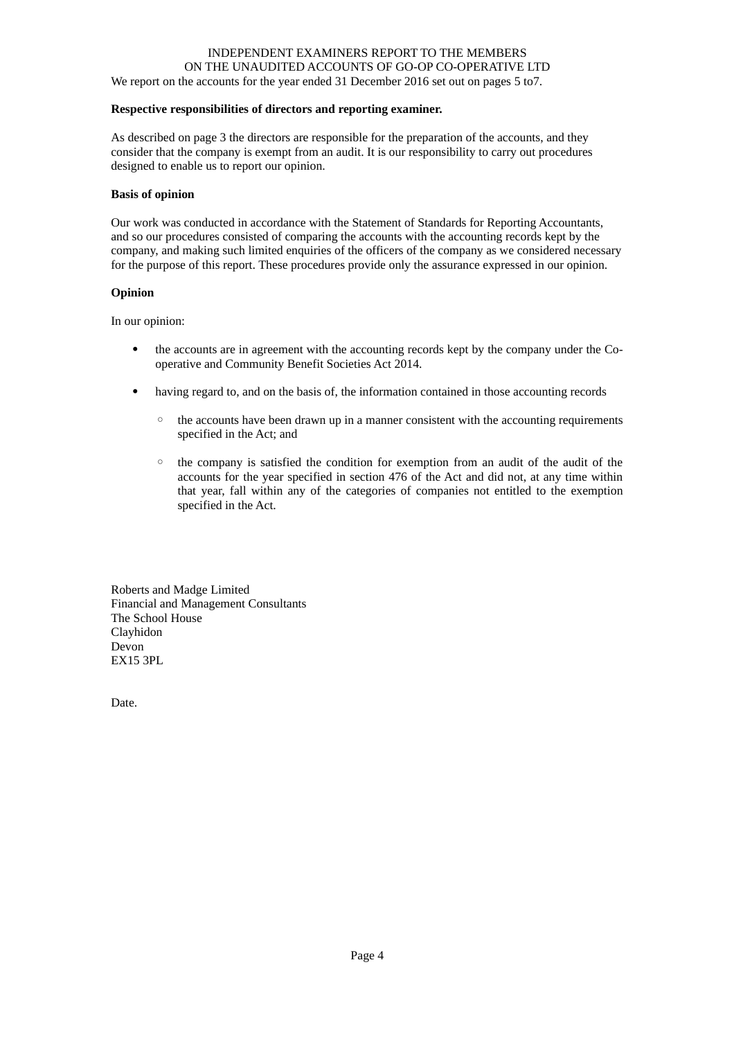# INDEPENDENT EXAMINERS REPORT TO THE MEMBERS ON THE UNAUDITED ACCOUNTS OF GO-OP CO-OPERATIVE LTD

We report on the accounts for the year ended 31 December 2016 set out on pages 5 to7.

**Respective responsibilities of directors and reporting examiner.**

As described on page 3 the directors are responsible for the preparation of the accounts, and they consider that the company is exempt from an audit. It is our responsibility to carry out procedures designed to enable us to report our opinion.

**Basis of opinion**

Our work was conducted in accordance with the Statement of Standards for Reporting Accountants, and so our procedures consisted of comparing the accounts with the accounting records kept by the company, and making such limited enquiries of the officers of the company as we considered necessary for the purpose of this report. These procedures provide only the assurance expressed in our opinion.

**Opinion**

In our opinion:

- the accounts are in agreement with the accounting records kept by the company under the Co-operative and Community Benefit Societies Act 2014.
- having regard to, and on the basis of, the information contained in those accounting records
  - the accounts have been drawn up in a manner consistent with the accounting requirements specified in the Act; and
  - the company is satisfied the condition for exemption from an audit of the audit of the accounts for the year specified in section 476 of the Act and did not, at any time within that year, fall within any of the categories of companies not entitled to the exemption specified in the Act.

Roberts and Madge Limited
Financial and Management Consultants
The School House
Clayhidon
Devon
EX15 3PL

Date.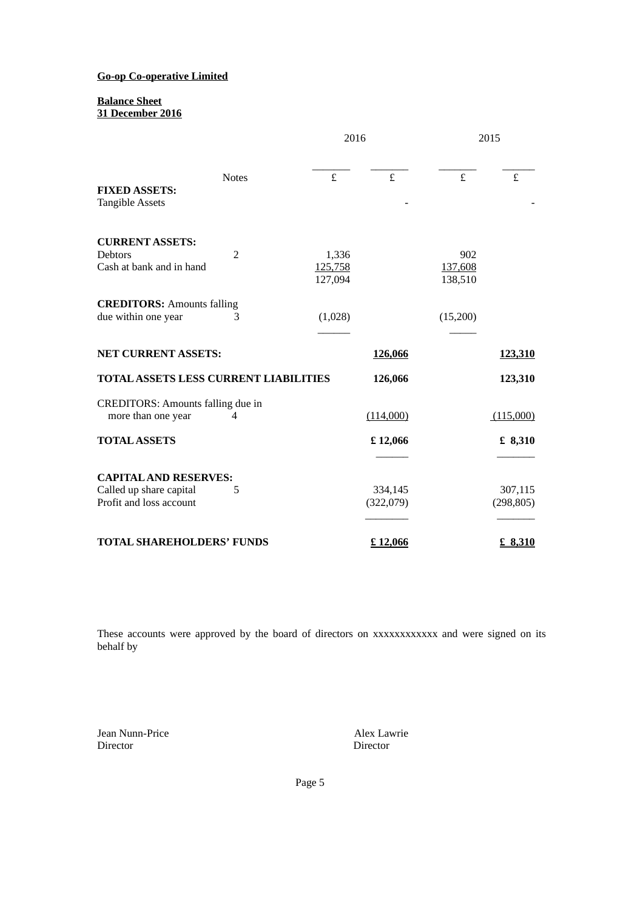**Go-op Co-operative Limited**

**Balance Sheet**
**31 December 2016**

| | Notes | 2016 £ | 2016 £ | 2015 £ | 2015 £ |
|---|---|---|---|---|---|
| **FIXED ASSETS:** | | | | | |
| Tangible Assets | | | - | | - |
| **CURRENT ASSETS:** | | | | | |
| Debtors | 2 | 1,336 | | 902 | |
| Cash at bank and in hand | | 125,758 | | 137,608 | |
| | | 127,094 | | 138,510 | |
| **CREDITORS:** Amounts falling due within one year | 3 | (1,028) | | (15,200) | |
| **NET CURRENT ASSETS:** | | | **126,066** | | **123,310** |
| **TOTAL ASSETS LESS CURRENT LIABILITIES** | | | **126,066** | | **123,310** |
| CREDITORS: Amounts falling due in more than one year | 4 | | (114,000) | | (115,000) |
| **TOTAL ASSETS** | | | **£ 12,066** | | **£ 8,310** |
| **CAPITAL AND RESERVES:** | | | | | |
| Called up share capital | 5 | | 334,145 | | 307,115 |
| Profit and loss account | | | (322,079) | | (298,805) |
| **TOTAL SHAREHOLDERS' FUNDS** | | | **£ 12,066** | | **£ 8,310** |

These accounts were approved by the board of directors on xxxxxxxxxxxx and were signed on its behalf by

Jean Nunn-Price
Director

Alex Lawrie
Director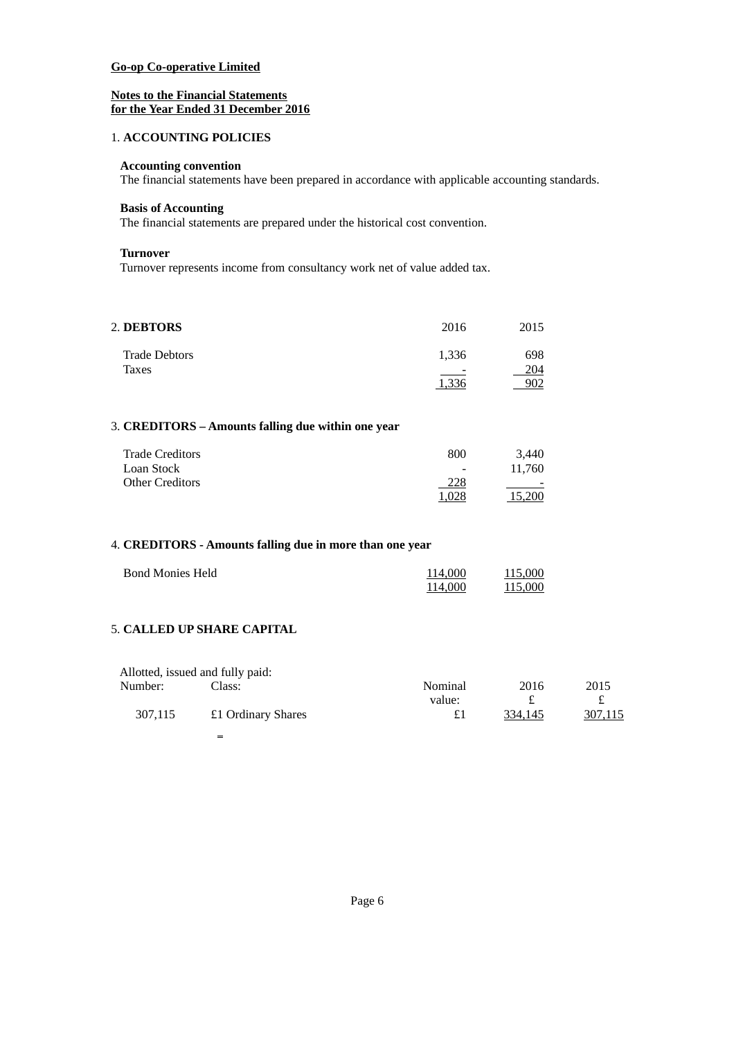**Go-op Co-operative Limited**

**Notes to the Financial Statements**
**for the Year Ended 31 December 2016**

## 1. ACCOUNTING POLICIES

**Accounting convention**
The financial statements have been prepared in accordance with applicable accounting standards.

**Basis of Accounting**
The financial statements are prepared under the historical cost convention.

**Turnover**
Turnover represents income from consultancy work net of value added tax.

## 2. DEBTORS

| | 2016 | 2015 |
|---|---|---|
| Trade Debtors | 1,336 | 698 |
| Taxes | - | 204 |
| | 1,336 | 902 |

## 3. CREDITORS – Amounts falling due within one year

| | | |
|---|---|---|
| Trade Creditors | 800 | 3,440 |
| Loan Stock | - | 11,760 |
| Other Creditors | 228 | - |
| | 1,028 | 15,200 |

## 4. CREDITORS - Amounts falling due in more than one year

| | | |
|---|---|---|
| Bond Monies Held | 114,000 | 115,000 |
| | 114,000 | 115,000 |

## 5. CALLED UP SHARE CAPITAL

Allotted, issued and fully paid:

| Number: | Class: | Nominal value: | 2016 £ | 2015 £ |
|---|---|---|---|---|
| 307,115 | £1 Ordinary Shares | £1 | 334,145 | 307,115 |

=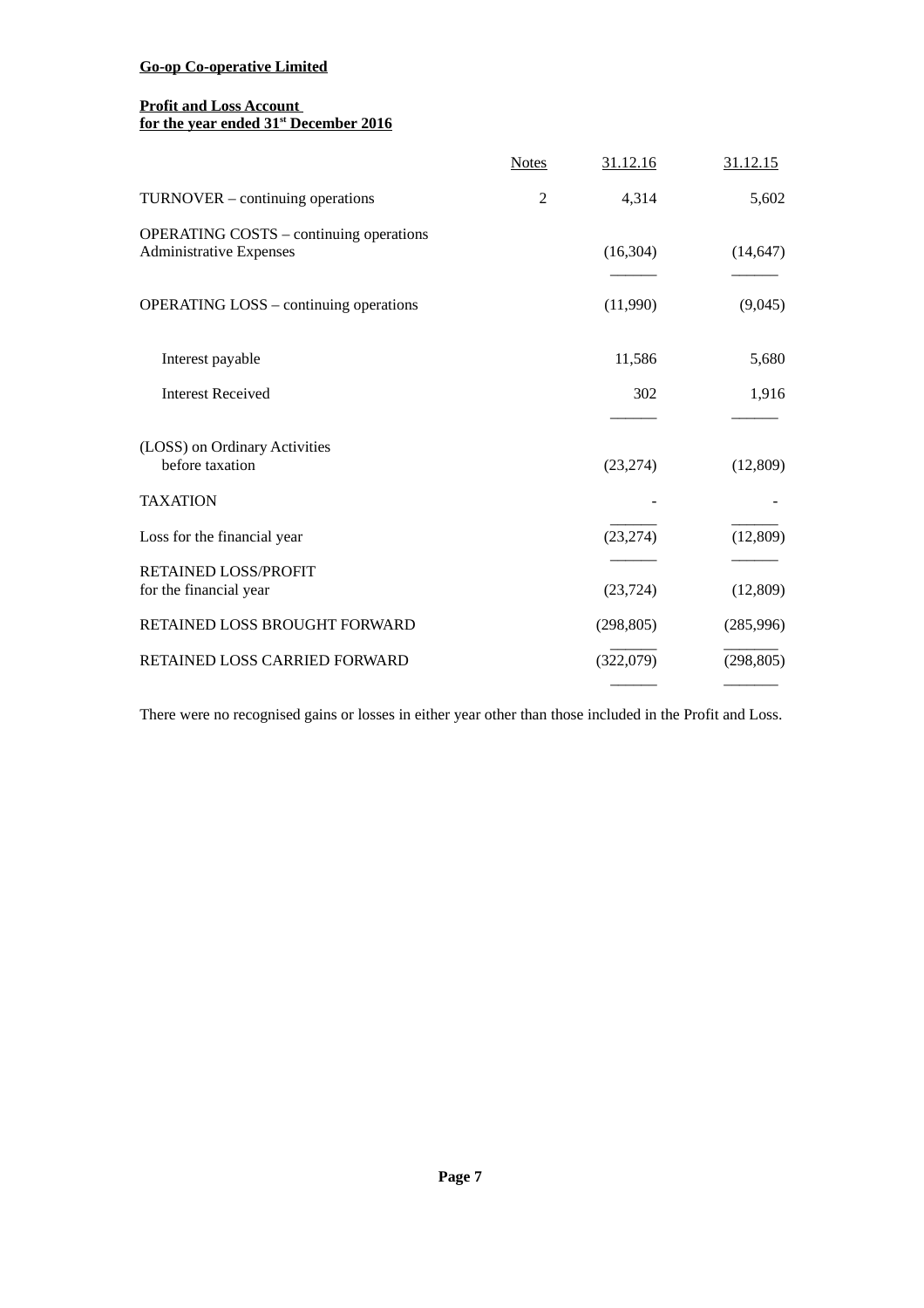**Go-op Co-operative Limited**

**Profit and Loss Account**
**for the year ended 31st December 2016**

| | Notes | 31.12.16 | 31.12.15 |
|---|---|---|---|
| TURNOVER – continuing operations | 2 | 4,314 | 5,602 |
| OPERATING COSTS – continuing operations<br>Administrative Expenses | | (16,304) | (14,647) |
| OPERATING LOSS – continuing operations | | (11,990) | (9,045) |
| Interest payable | | 11,586 | 5,680 |
| Interest Received | | 302 | 1,916 |
| (LOSS) on Ordinary Activities<br>before taxation | | (23,274) | (12,809) |
| TAXATION | | - | - |
| Loss for the financial year | | (23,274) | (12,809) |
| RETAINED LOSS/PROFIT<br>for the financial year | | (23,724) | (12,809) |
| RETAINED LOSS BROUGHT FORWARD | | (298,805) | (285,996) |
| RETAINED LOSS CARRIED FORWARD | | (322,079) | (298,805) |

There were no recognised gains or losses in either year other than those included in the Profit and Loss.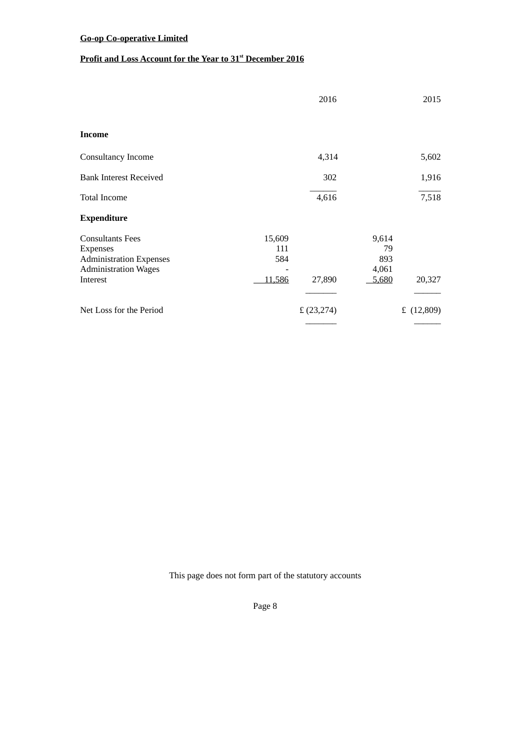**Go-op Co-operative Limited**

**Profit and Loss Account for the Year to 31st December 2016**

| | | 2016 | | 2015 |
|---|---|---|---|---|
| **Income** | | | | |
| Consultancy Income | | 4,314 | | 5,602 |
| Bank Interest Received | | 302 | | 1,916 |
| Total Income | | 4,616 | | 7,518 |
| **Expenditure** | | | | |
| Consultants Fees | 15,609 | | 9,614 | |
| Expenses | 111 | | 79 | |
| Administration Expenses | 584 | | 893 | |
| Administration Wages | - | | 4,061 | |
| Interest | 11,586 | 27,890 | 5,680 | 20,327 |
| Net Loss for the Period | | £ (23,274) | | £ (12,809) |

This page does not form part of the statutory accounts